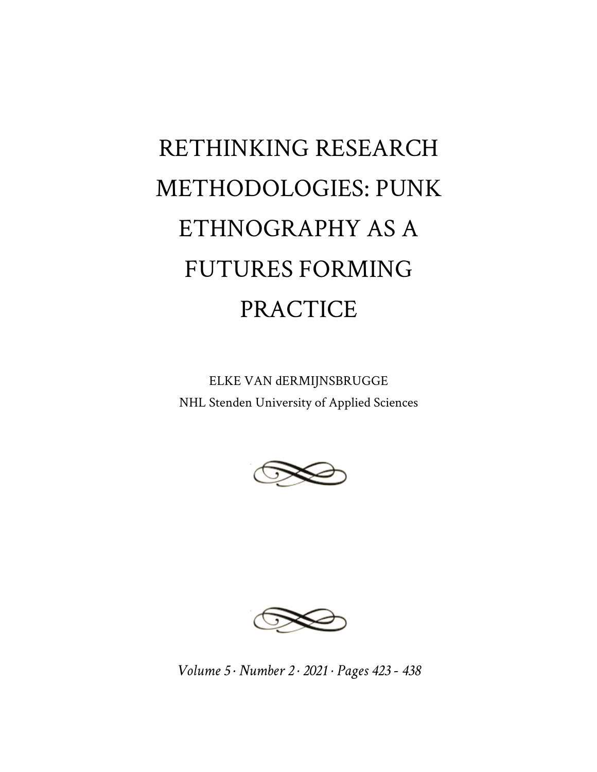# RETHINKING RESEARCH METHODOLOGIES: PUNK ETHNOGRAPHY AS A FUTURES FORMING PRACTICE

ELKE VAN dERMIJNSBRUGGE
NHL Stenden University of Applied Sciences

*Volume 5 · Number 2 · 2021 · Pages 423 - 438*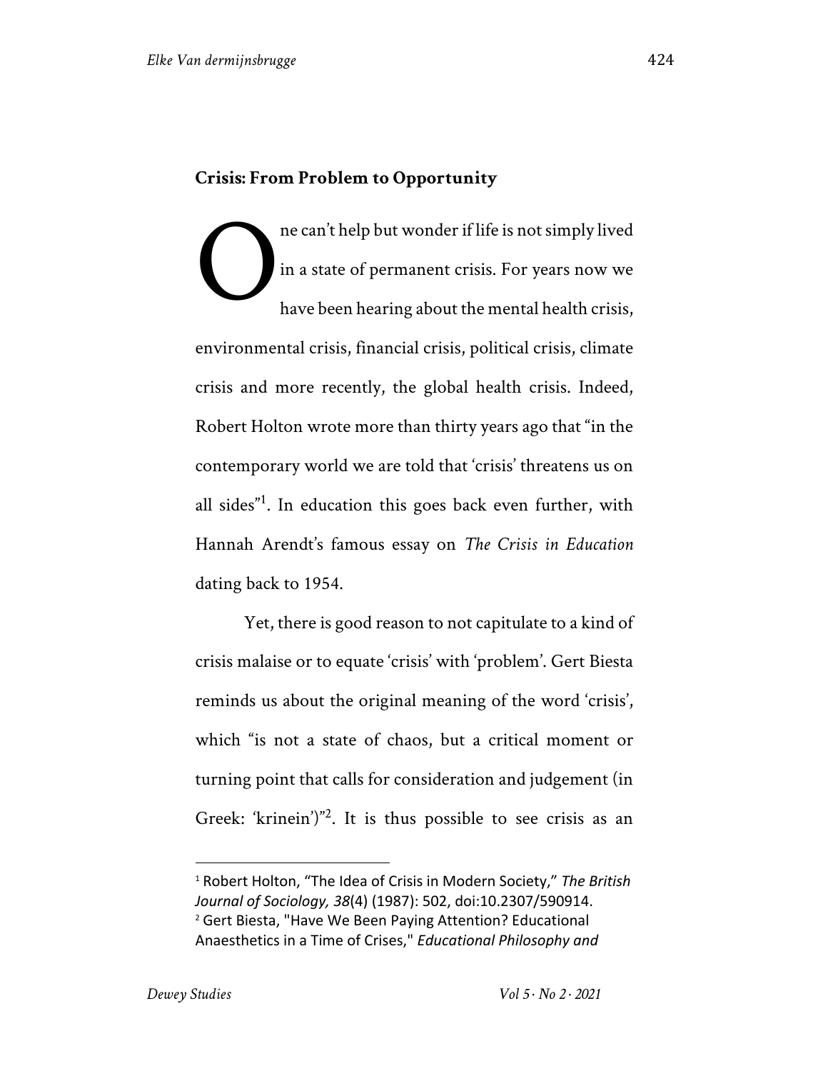## Crisis: From Problem to Opportunity

One can't help but wonder if life is not simply lived in a state of permanent crisis. For years now we have been hearing about the mental health crisis, environmental crisis, financial crisis, political crisis, climate crisis and more recently, the global health crisis. Indeed, Robert Holton wrote more than thirty years ago that "in the contemporary world we are told that 'crisis' threatens us on all sides"[1]. In education this goes back even further, with Hannah Arendt's famous essay on *The Crisis in Education* dating back to 1954.

Yet, there is good reason to not capitulate to a kind of crisis malaise or to equate 'crisis' with 'problem'. Gert Biesta reminds us about the original meaning of the word 'crisis', which "is not a state of chaos, but a critical moment or turning point that calls for consideration and judgement (in Greek: 'krinein')"[2]. It is thus possible to see crisis as an

---

[1] Robert Holton, "The Idea of Crisis in Modern Society," *The British Journal of Sociology, 38*(4) (1987): 502, doi:10.2307/590914.

[2] Gert Biesta, "Have We Been Paying Attention? Educational Anaesthetics in a Time of Crises," *Educational Philosophy and*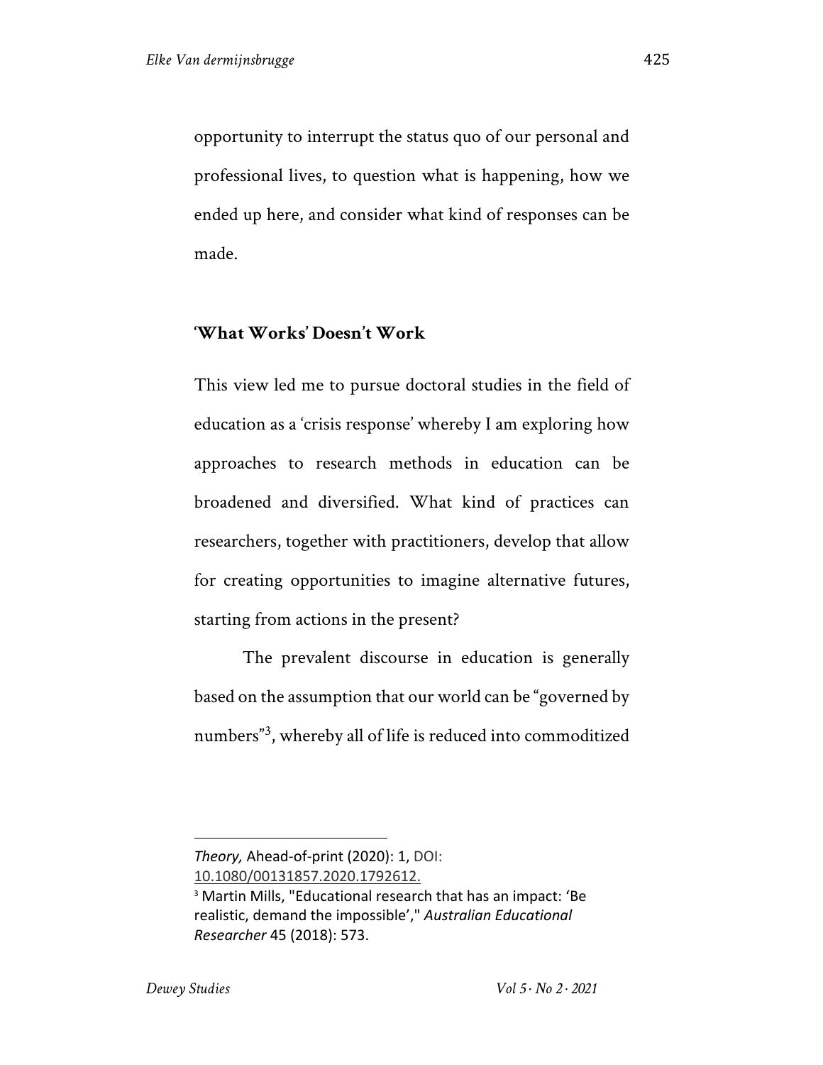opportunity to interrupt the status quo of our personal and professional lives, to question what is happening, how we ended up here, and consider what kind of responses can be made.

## 'What Works' Doesn't Work

This view led me to pursue doctoral studies in the field of education as a 'crisis response' whereby I am exploring how approaches to research methods in education can be broadened and diversified. What kind of practices can researchers, together with practitioners, develop that allow for creating opportunities to imagine alternative futures, starting from actions in the present?

The prevalent discourse in education is generally based on the assumption that our world can be "governed by numbers"[3], whereby all of life is reduced into commoditized

---

*Theory,* Ahead-of-print (2020): 1, DOI: 10.1080/00131857.2020.1792612.

[3] Martin Mills, "Educational research that has an impact: 'Be realistic, demand the impossible'," *Australian Educational Researcher* 45 (2018): 573.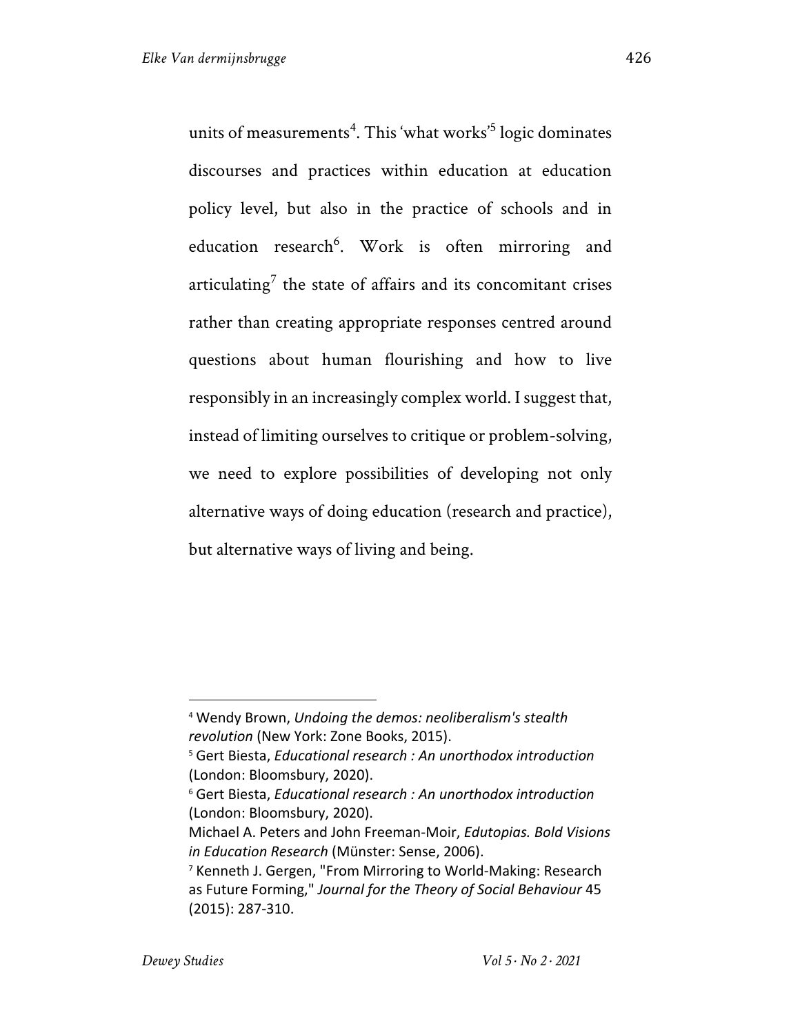units of measurements[4]. This 'what works'[5] logic dominates discourses and practices within education at education policy level, but also in the practice of schools and in education research[6]. Work is often mirroring and articulating[7] the state of affairs and its concomitant crises rather than creating appropriate responses centred around questions about human flourishing and how to live responsibly in an increasingly complex world. I suggest that, instead of limiting ourselves to critique or problem-solving, we need to explore possibilities of developing not only alternative ways of doing education (research and practice), but alternative ways of living and being.

---

[4] Wendy Brown, *Undoing the demos: neoliberalism's stealth revolution* (New York: Zone Books, 2015).

[5] Gert Biesta, *Educational research : An unorthodox introduction* (London: Bloomsbury, 2020).

[6] Gert Biesta, *Educational research : An unorthodox introduction* (London: Bloomsbury, 2020).
Michael A. Peters and John Freeman-Moir, *Edutopias. Bold Visions in Education Research* (Münster: Sense, 2006).

[7] Kenneth J. Gergen, "From Mirroring to World-Making: Research as Future Forming," *Journal for the Theory of Social Behaviour* 45 (2015): 287-310.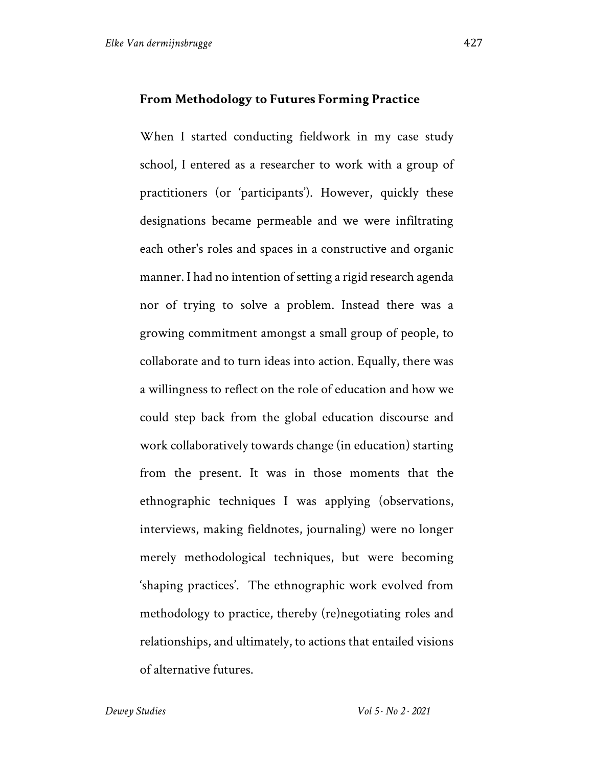## From Methodology to Futures Forming Practice

When I started conducting fieldwork in my case study school, I entered as a researcher to work with a group of practitioners (or 'participants'). However, quickly these designations became permeable and we were infiltrating each other's roles and spaces in a constructive and organic manner. I had no intention of setting a rigid research agenda nor of trying to solve a problem. Instead there was a growing commitment amongst a small group of people, to collaborate and to turn ideas into action. Equally, there was a willingness to reflect on the role of education and how we could step back from the global education discourse and work collaboratively towards change (in education) starting from the present. It was in those moments that the ethnographic techniques I was applying (observations, interviews, making fieldnotes, journaling) were no longer merely methodological techniques, but were becoming 'shaping practices'. The ethnographic work evolved from methodology to practice, thereby (re)negotiating roles and relationships, and ultimately, to actions that entailed visions of alternative futures.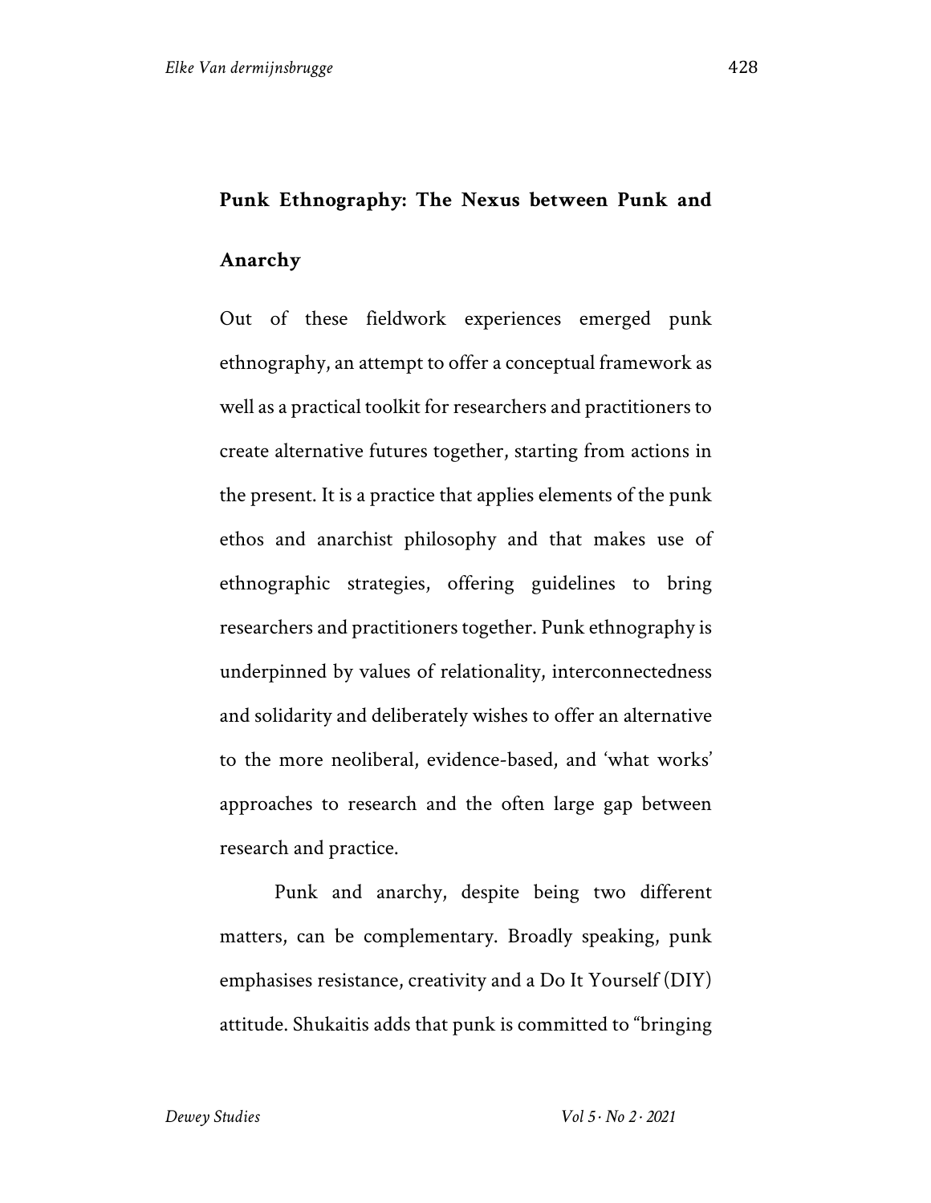## Punk Ethnography: The Nexus between Punk and Anarchy

Out of these fieldwork experiences emerged punk ethnography, an attempt to offer a conceptual framework as well as a practical toolkit for researchers and practitioners to create alternative futures together, starting from actions in the present. It is a practice that applies elements of the punk ethos and anarchist philosophy and that makes use of ethnographic strategies, offering guidelines to bring researchers and practitioners together. Punk ethnography is underpinned by values of relationality, interconnectedness and solidarity and deliberately wishes to offer an alternative to the more neoliberal, evidence-based, and 'what works' approaches to research and the often large gap between research and practice.

Punk and anarchy, despite being two different matters, can be complementary. Broadly speaking, punk emphasises resistance, creativity and a Do It Yourself (DIY) attitude. Shukaitis adds that punk is committed to "bringing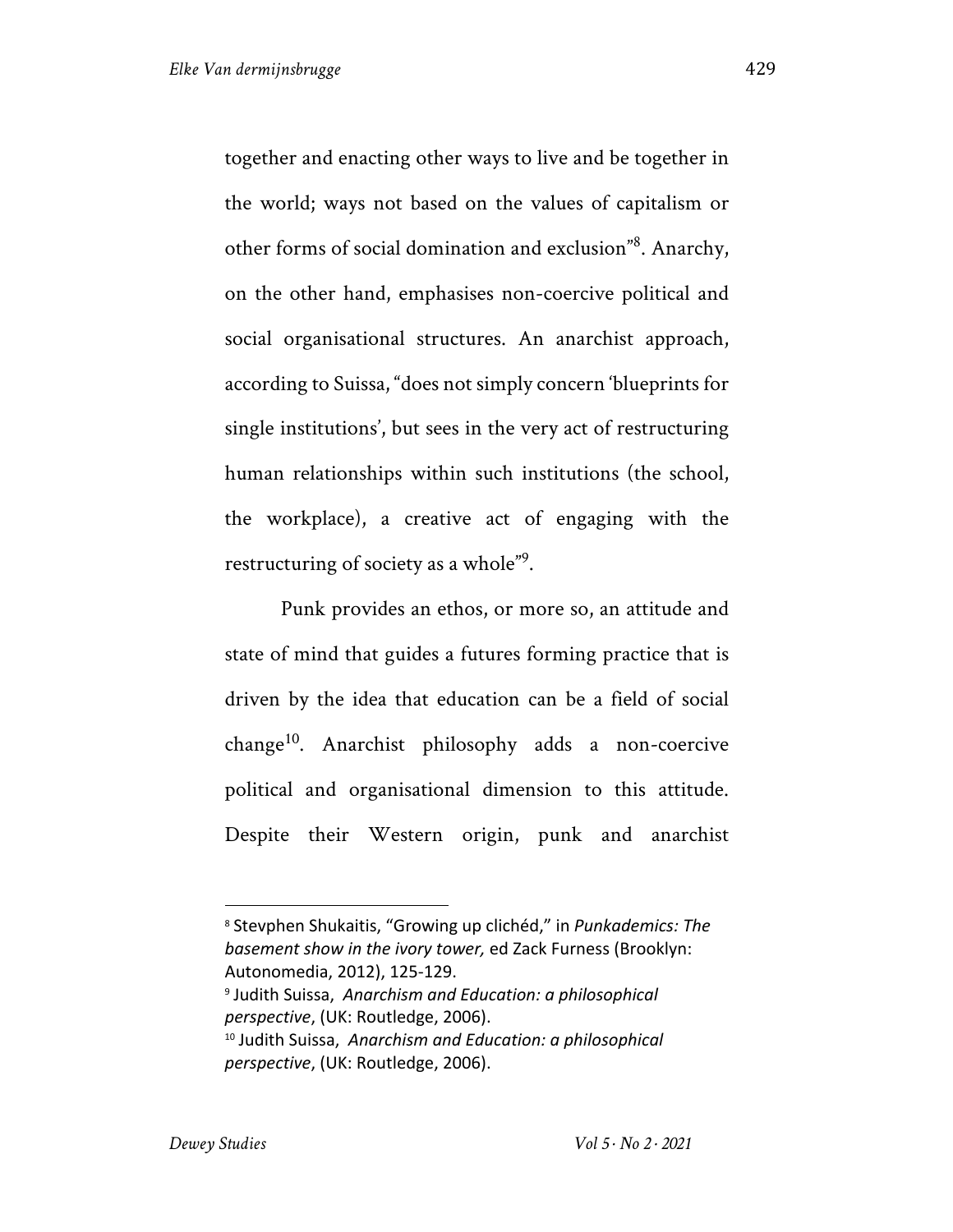together and enacting other ways to live and be together in the world; ways not based on the values of capitalism or other forms of social domination and exclusion”[8]. Anarchy, on the other hand, emphasises non-coercive political and social organisational structures. An anarchist approach, according to Suissa, “does not simply concern ‘blueprints for single institutions’, but sees in the very act of restructuring human relationships within such institutions (the school, the workplace), a creative act of engaging with the restructuring of society as a whole”[9].

Punk provides an ethos, or more so, an attitude and state of mind that guides a futures forming practice that is driven by the idea that education can be a field of social change[10]. Anarchist philosophy adds a non-coercive political and organisational dimension to this attitude. Despite their Western origin, punk and anarchist

---

[8] Stevphen Shukaitis, “Growing up clichéd,” in *Punkademics: The basement show in the ivory tower,* ed Zack Furness (Brooklyn: Autonomedia, 2012), 125-129.

[9] Judith Suissa, *Anarchism and Education: a philosophical perspective*, (UK: Routledge, 2006).

[10] Judith Suissa, *Anarchism and Education: a philosophical perspective*, (UK: Routledge, 2006).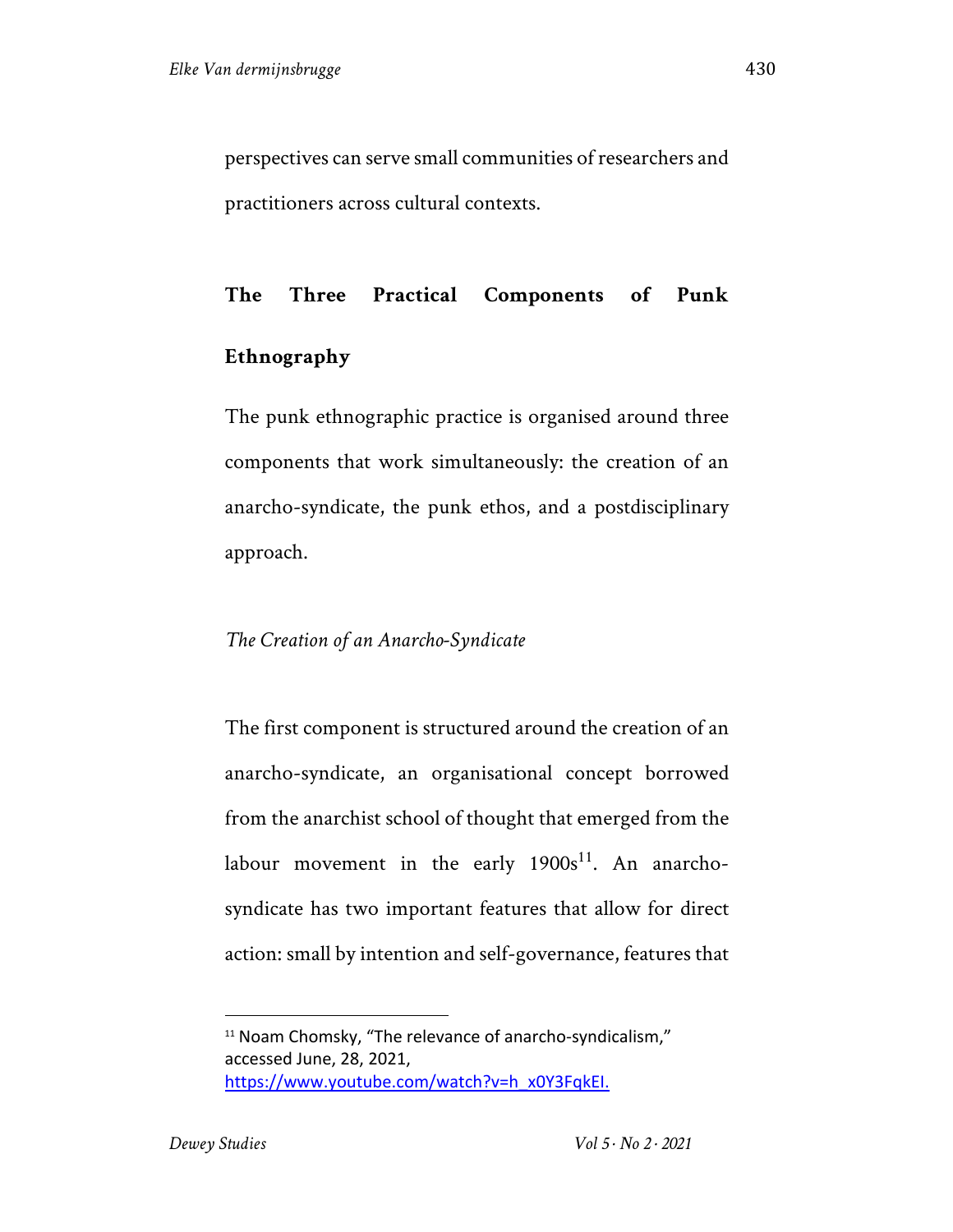perspectives can serve small communities of researchers and practitioners across cultural contexts.

## The Three Practical Components of Punk Ethnography

The punk ethnographic practice is organised around three components that work simultaneously: the creation of an anarcho-syndicate, the punk ethos, and a postdisciplinary approach.

### *The Creation of an Anarcho-Syndicate*

The first component is structured around the creation of an anarcho-syndicate, an organisational concept borrowed from the anarchist school of thought that emerged from the labour movement in the early 1900s[11]. An anarcho-syndicate has two important features that allow for direct action: small by intention and self-governance, features that

---

[11] Noam Chomsky, "The relevance of anarcho-syndicalism," accessed June, 28, 2021, https://www.youtube.com/watch?v=h_x0Y3FqkEI.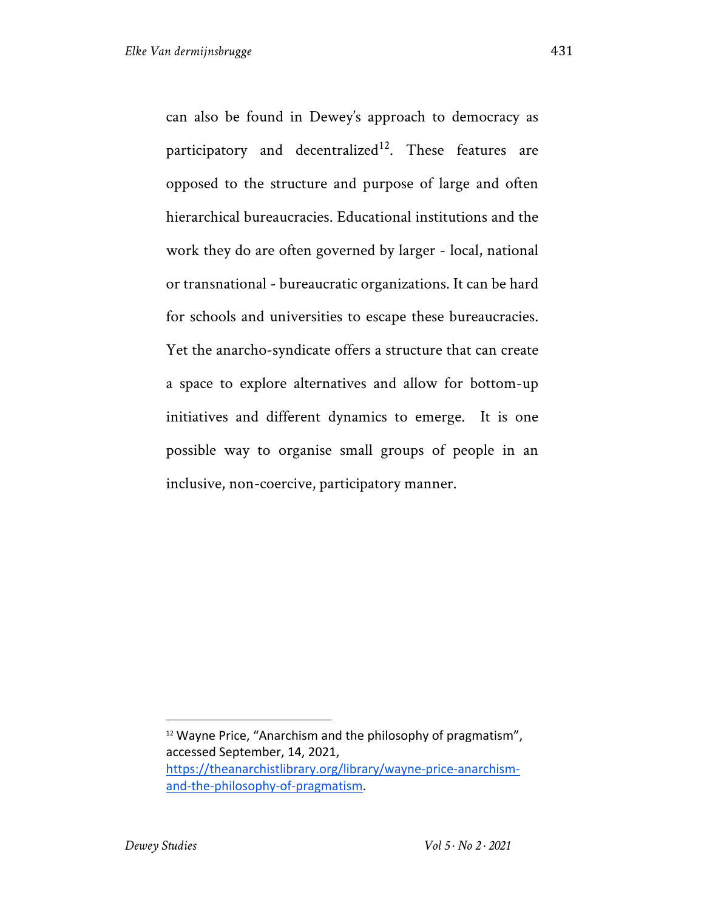can also be found in Dewey's approach to democracy as participatory and decentralized[12]. These features are opposed to the structure and purpose of large and often hierarchical bureaucracies. Educational institutions and the work they do are often governed by larger - local, national or transnational - bureaucratic organizations. It can be hard for schools and universities to escape these bureaucracies. Yet the anarcho-syndicate offers a structure that can create a space to explore alternatives and allow for bottom-up initiatives and different dynamics to emerge. It is one possible way to organise small groups of people in an inclusive, non-coercive, participatory manner.

---

[12] Wayne Price, "Anarchism and the philosophy of pragmatism", accessed September, 14, 2021, https://theanarchistlibrary.org/library/wayne-price-anarchism-and-the-philosophy-of-pragmatism.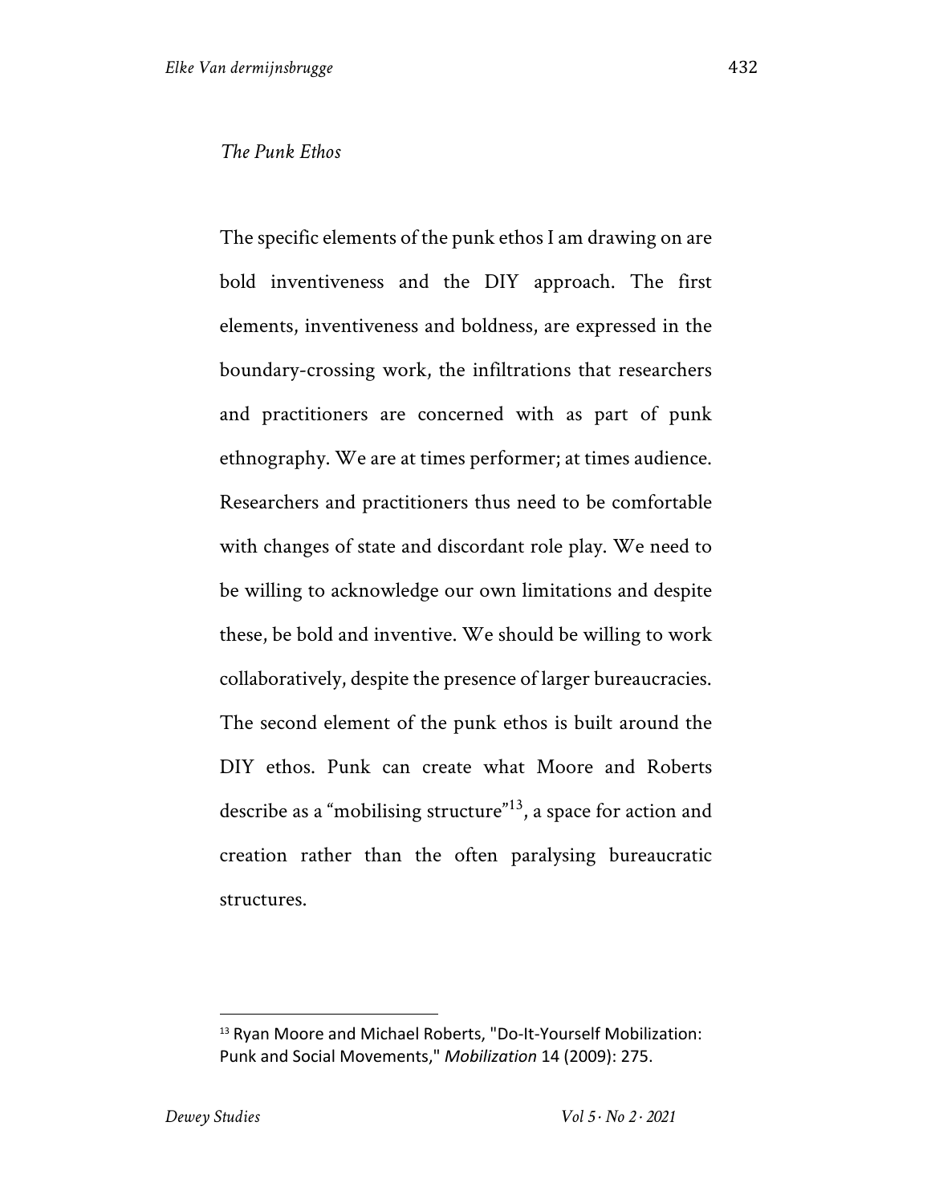*The Punk Ethos*

The specific elements of the punk ethos I am drawing on are bold inventiveness and the DIY approach. The first elements, inventiveness and boldness, are expressed in the boundary-crossing work, the infiltrations that researchers and practitioners are concerned with as part of punk ethnography. We are at times performer; at times audience. Researchers and practitioners thus need to be comfortable with changes of state and discordant role play. We need to be willing to acknowledge our own limitations and despite these, be bold and inventive. We should be willing to work collaboratively, despite the presence of larger bureaucracies. The second element of the punk ethos is built around the DIY ethos. Punk can create what Moore and Roberts describe as a "mobilising structure"[13], a space for action and creation rather than the often paralysing bureaucratic structures.

---

[13] Ryan Moore and Michael Roberts, "Do-It-Yourself Mobilization: Punk and Social Movements," *Mobilization* 14 (2009): 275.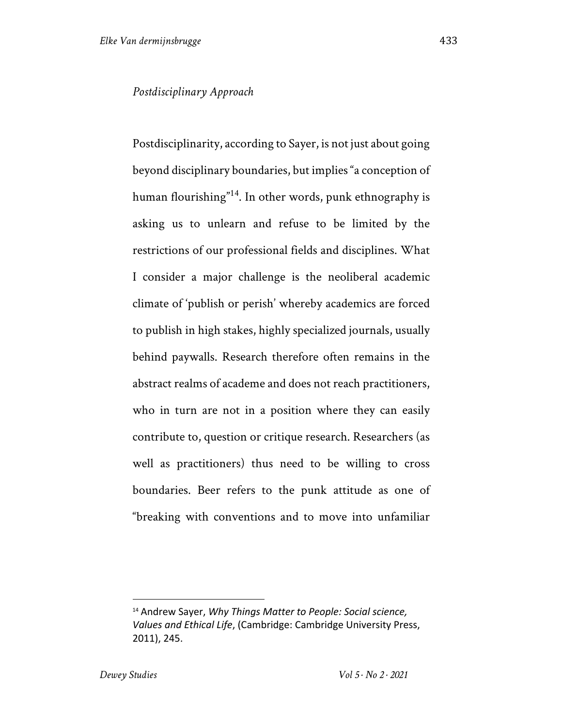*Postdisciplinary Approach*

Postdisciplinarity, according to Sayer, is not just about going beyond disciplinary boundaries, but implies "a conception of human flourishing"[14]. In other words, punk ethnography is asking us to unlearn and refuse to be limited by the restrictions of our professional fields and disciplines. What I consider a major challenge is the neoliberal academic climate of 'publish or perish' whereby academics are forced to publish in high stakes, highly specialized journals, usually behind paywalls. Research therefore often remains in the abstract realms of academe and does not reach practitioners, who in turn are not in a position where they can easily contribute to, question or critique research. Researchers (as well as practitioners) thus need to be willing to cross boundaries. Beer refers to the punk attitude as one of "breaking with conventions and to move into unfamiliar

---

[14] Andrew Sayer, *Why Things Matter to People: Social science, Values and Ethical Life*, (Cambridge: Cambridge University Press, 2011), 245.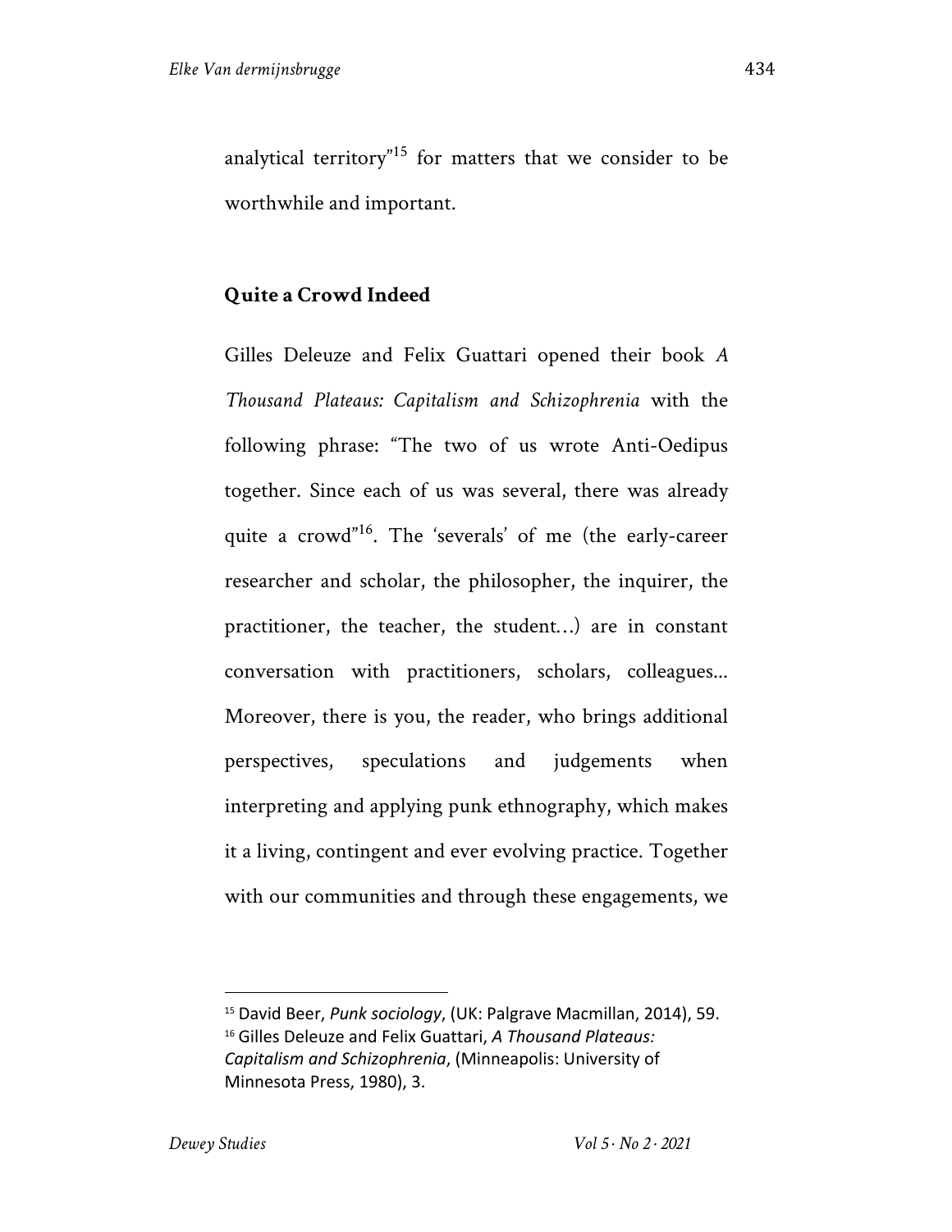analytical territory"[15] for matters that we consider to be worthwhile and important.

## Quite a Crowd Indeed

Gilles Deleuze and Felix Guattari opened their book *A Thousand Plateaus: Capitalism and Schizophrenia* with the following phrase: "The two of us wrote Anti-Oedipus together. Since each of us was several, there was already quite a crowd"[16]. The 'severals' of me (the early-career researcher and scholar, the philosopher, the inquirer, the practitioner, the teacher, the student…) are in constant conversation with practitioners, scholars, colleagues... Moreover, there is you, the reader, who brings additional perspectives, speculations and judgements when interpreting and applying punk ethnography, which makes it a living, contingent and ever evolving practice. Together with our communities and through these engagements, we

---

[15] David Beer, *Punk sociology*, (UK: Palgrave Macmillan, 2014), 59.

[16] Gilles Deleuze and Felix Guattari, *A Thousand Plateaus: Capitalism and Schizophrenia*, (Minneapolis: University of Minnesota Press, 1980), 3.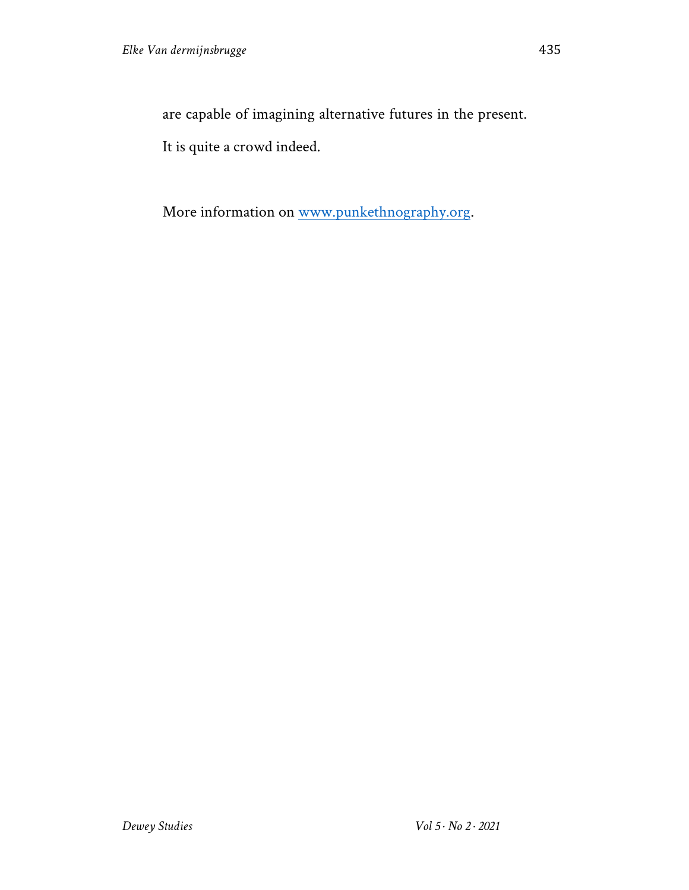are capable of imagining alternative futures in the present.

It is quite a crowd indeed.

More information on [www.punkethnography.org](http://www.punkethnography.org).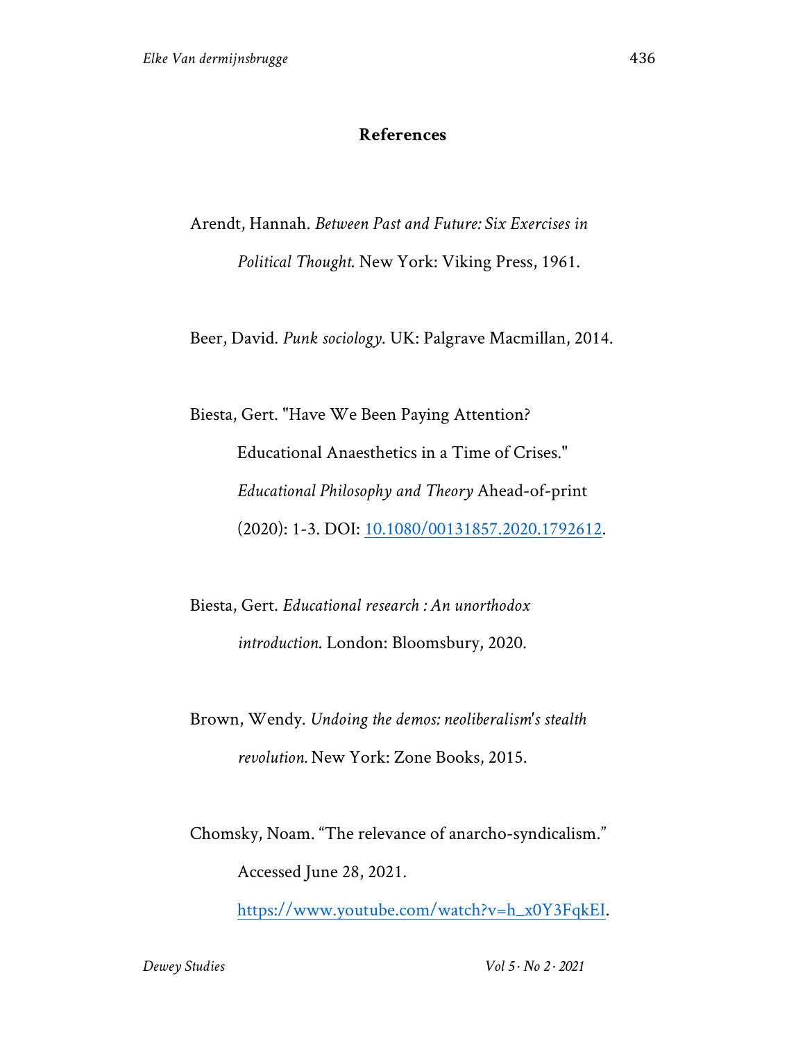## References

Arendt, Hannah. *Between Past and Future: Six Exercises in Political Thought*. New York: Viking Press, 1961.

Beer, David. *Punk sociology*. UK: Palgrave Macmillan, 2014.

Biesta, Gert. "Have We Been Paying Attention? Educational Anaesthetics in a Time of Crises." *Educational Philosophy and Theory* Ahead-of-print (2020): 1-3. DOI: 10.1080/00131857.2020.1792612.

Biesta, Gert. *Educational research : An unorthodox introduction*. London: Bloomsbury, 2020.

Brown, Wendy. *Undoing the demos: neoliberalism's stealth revolution.* New York: Zone Books, 2015.

Chomsky, Noam. "The relevance of anarcho-syndicalism." Accessed June 28, 2021. https://www.youtube.com/watch?v=h_x0Y3FqkEI.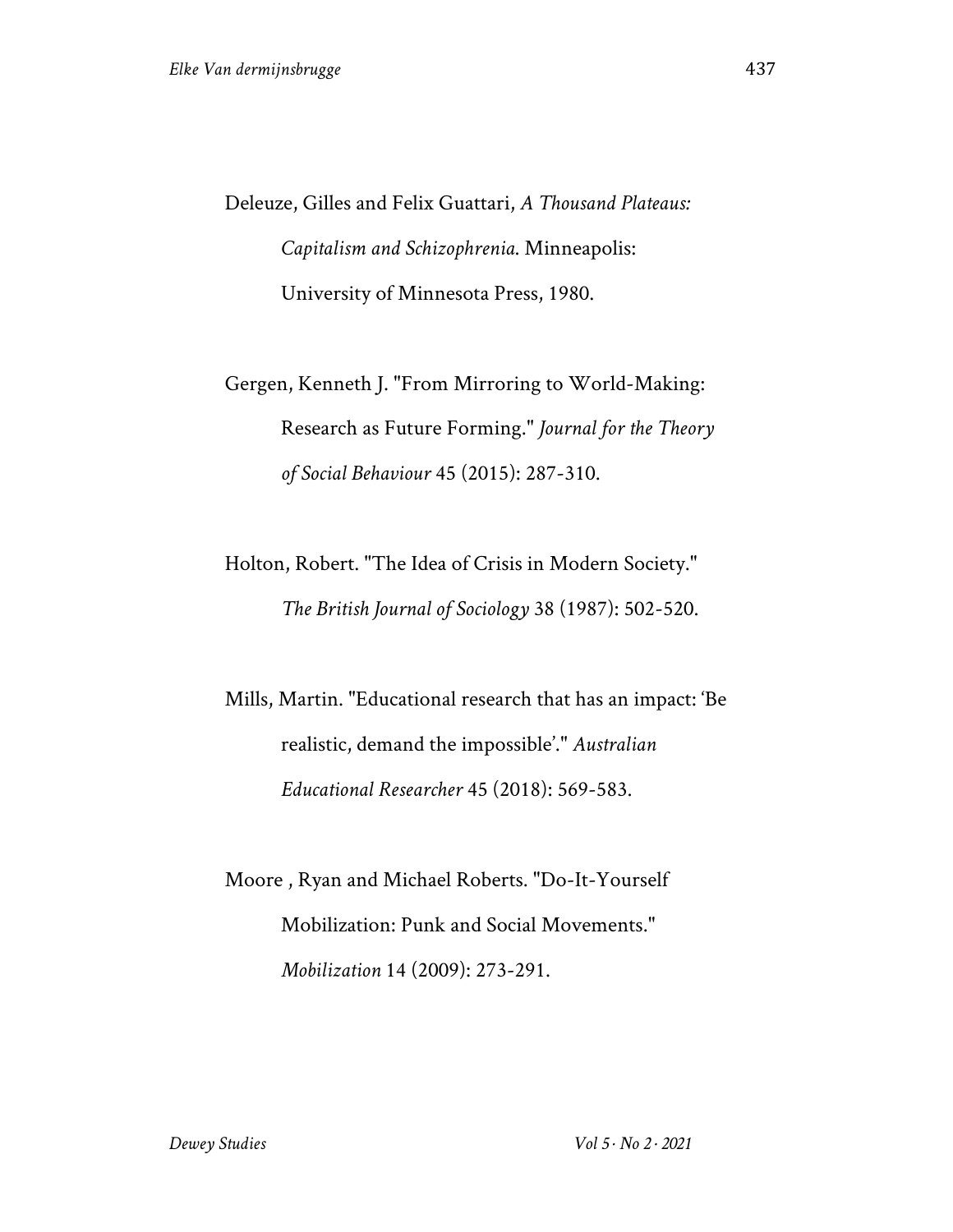Deleuze, Gilles and Felix Guattari, *A Thousand Plateaus: Capitalism and Schizophrenia*. Minneapolis: University of Minnesota Press, 1980.

Gergen, Kenneth J. "From Mirroring to World-Making: Research as Future Forming." *Journal for the Theory of Social Behaviour* 45 (2015): 287-310.

Holton, Robert. "The Idea of Crisis in Modern Society." *The British Journal of Sociology* 38 (1987): 502-520.

Mills, Martin. "Educational research that has an impact: 'Be realistic, demand the impossible'." *Australian Educational Researcher* 45 (2018): 569-583.

Moore , Ryan and Michael Roberts. "Do-It-Yourself Mobilization: Punk and Social Movements." *Mobilization* 14 (2009): 273-291.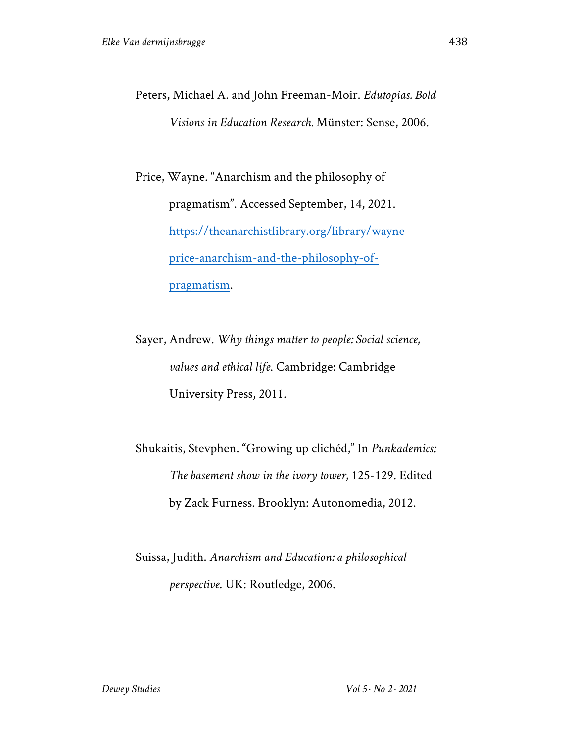Peters, Michael A. and John Freeman-Moir. *Edutopias. Bold Visions in Education Research.* Münster: Sense, 2006.

Price, Wayne. "Anarchism and the philosophy of pragmatism". Accessed September, 14, 2021. [https://theanarchistlibrary.org/library/wayne-price-anarchism-and-the-philosophy-of-pragmatism](https://theanarchistlibrary.org/library/wayne-price-anarchism-and-the-philosophy-of-pragmatism).

Sayer, Andrew. *Why things matter to people: Social science, values and ethical life*. Cambridge: Cambridge University Press, 2011.

Shukaitis, Stevphen. "Growing up clichéd," In *Punkademics: The basement show in the ivory tower,* 125-129. Edited by Zack Furness. Brooklyn: Autonomedia, 2012.

Suissa, Judith. *Anarchism and Education: a philosophical perspective.* UK: Routledge, 2006.